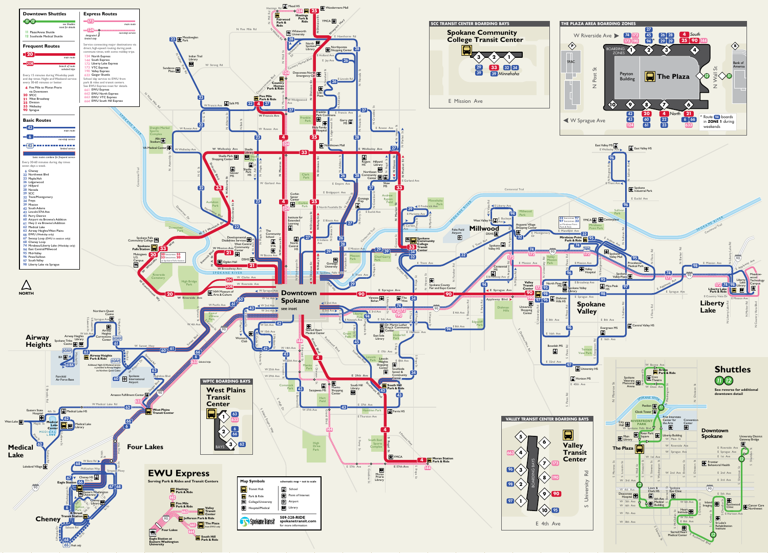## Downtown Shuttles

11 12 — see Shuttles inset for details

- 11 Plaza/Arena Shuttle
- 12 Southside Medical Shuttle

## Frequent Routes

20 — main route

20R — branch of route selected trips

Every 15 minutes during Weekday peak and day times. Night and Weekend service every 30-60 minutes or better.

- 4 Five Mile to Moran Prairie via Downtown
- 20 SFCC
- 21 West Broadway
- 25 Division
- 33 Wellesley
- 90 Sprague

## Express Routes

173 — main route

124 — designated limited stop / non-stop service

Service connecting major destinations via direct, high-speed routing during peak commute times, with some midday trips.

- 124 North Express
- 144 South Express
- 173 Liberty Lake Express
- 173 VTC Express
- 190 Valley Express
- 633 Geiger Shuttle

School day service to EWU from park & rides and transit centers. See EWU Express inset for details.

- 661 EWU Express
- 662 EWU North Express
- 663 EWU VTC Express
- 664 EWU South Hill Express

## Basic Routes

43 — main route

6 — non-stop service

45 — limited service

basic routes combine for frequent service

Every 30-60 minutes during day times seven days a week.

- 6 Cheney
- 22 Northwest Blvd
- 23 Maple/Ash
- 26 Lidgerwood
- 27 Hillyard
- 28 Nevada
- 29 SCC
- 32 Trent/Montgomery
- 34 Freya
- 39 Mission
- 42 South Adams
- 43 Lincoln/37th Ave
- 44 29th Ave
- 45 Perry District
- 60 Airport via Browne's Addition
- 61 Hwy 2 via Browne's Addition
- 62 Medical Lake
- 63 Airway Heights/West Plains
- 66 EWU (Weekday only)
- 67 Swoop Loop (EWU in session only)
- 68 Cheney Loop
- 74 Mirabeau/Liberty Lake (Weekday only)
- 94 East Central/Millwood
- 95 Mid-Valley
- 96 Pines/Sullivan
- 97 South Valley
- 98 Liberty Lake via Sprague

## SCC Transit Center Boarding Bays

Spokane Community College Transit Center

Bays 3, 2, 1 — Routes 29, 39, 33, 32, 34, 39 Minnehaha

E Mission Ave

## The Plaza Area Boarding Zones

W Riverside Ave: 74, 173, 190; 27, 45, 94; 26, 28, 29, 39; 4 South, 25, 90, 144

Boarding Zones 1, 2, 3, 4 (Riverside side); 10, 9, 8, 7, 6 (Sprague side)

Peyton Building — The Plaza — Bank of America — N Post St — N Wall St

W Sprague Ave: 42, 43, 124; 20, 60, 61; 4 North, 22, 23; 21, 6, 66, 633

Route 96 boards in ZONE 1 during weekends

## WPTC Boarding Bays

West Plains Transit Center

Bay 1: 63, 633; Bay 2: 6, 66; Bay 3: 62

## Valley Transit Center Boarding Bays

Valley Transit Center

Bays: 5; 4 (663); 3 (96); 2 (98); 1 (97); 6; 7 (173); 8 (190); 9 (90); 10 (95)

E 4th Ave — S University Rd

## EWU Express

Serving Park & Rides and Transit Centers

Hastings Park & Ride; Five Mile Park & Ride; Valley Transit Center; Jefferson Park & Ride; The Plaza (Route 664 only); Four Lakes; South Hill Park & Ride; Eagle Station at Eastern Washington University

## Shuttles

11 12 — See reverse for additional downtown detail

## Map Symbols

schematic map • not to scale

- Transit Hub
- Park & Ride
- College/University
- Hospital/Medical
- School
- Point of Interest
- Airport
- Library

Spokane Transit — 509-328-RIDE — spokanetransit.com for more information

NORTH

Downtown Spokane — see inset

Airway Heights · Medical Lake · Four Lakes · Cheney · Millwood · Spokane Valley · Liberty Lake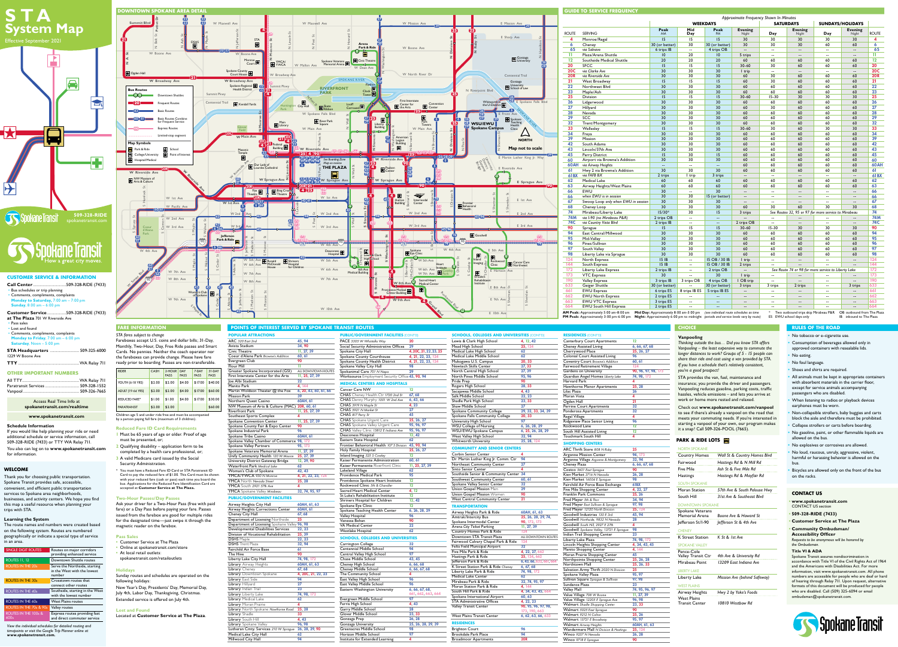# STA System Map

Effective September 2021

Spokane Transit — How a great city moves.

509-328-RIDE
spokanetransit.com

## CUSTOMER SERVICE & INFORMATION

**Call Center** ..........................509-328-RIDE (7433)

- Bus schedules or trip planning
- Comments, compliments, complaints

Monday to Saturday, 7:00 am – 7:00 pm
Sunday, 8:00 am – 6:00 pm

**Customer Service** ...............509-328-RIDE (7433)
**at The Plaza** 701 W Riverside Ave

- Pass sales
- Lost and found
- Comments, compliments, complaints

Monday to Friday, 7:00 am – 6:00 pm
Saturday, Noon – 5:00 pm

**STA Headquarters** ............................ 509-325-6000
1229 W Boone Ave

**TTY** ...................................................WA Relay 711

### OTHER IMPORTANT NUMBERS

All TTY.................................................WA Relay 711
Paratransit Services .............................509-328-1552
Vanpool..................................................509-326-7665

Access Real Time Info at
**spokanetransit.com/realtime**

**www.spokanetransit.com**

### Schedule Information

If you would like help planning your ride or need additional schedule or service information, call 509-328-RIDE (7433) or TTY WA Relay 711.
You also can log on to **www.spokanetransit.com** for information.

## WELCOME

Thank you for choosing public transportation. Spokane Transit provides safe, accessible, convenient, and efficient public transportation services to Spokane area neighborhoods, businesses, and activity centers. We hope you find this map a useful resource when planning your trips with STA.

### Learning the System

The route names and numbers were created based on the following system. Routes are numbered geographically or indicate a special type of service in an area.

| | |
|---|---|
| SINGLE DIGIT ROUTES | Routes on major corridors providing enhanced service |
| ROUTES 11, 12 | Downtown Shuttle routes |
| ROUTES IN THE 20s | Serve the Northside, starting in the West with the lowest number |
| ROUTES IN THE 30s | Crosstown routes that connect other routes |
| ROUTES IN THE 40s | Southside, starting in the West with the lowest number |
| ROUTES IN THE 60s | West Plains routes |
| ROUTES IN THE 70s & 90s | Valley routes |
| ROUTES IN THE 100s & 600s | Express routes providing fast and direct commuter service |

*View the individual schedules for detailed routing and timepoints or visit the Google Trip Planner online at www.spokanetransit.com.*

## DOWNTOWN SPOKANE AREA DETAIL

**Bus Routes**

- Downtown Shuttles
- Frequent Routes
- Basic Routes
- Basic Routes Combine for Frequent Service
- Express Routes
- Limited-stop segment

**Map Symbols**

- Park & Ride
- School
- College/University
- Point of Interest
- Hospital/Medical

Map not to scale

## FARE INFORMATION

STA fares subject to change

Fareboxes accept U.S. coins and dollar bills; 31-Day, Monthly, Two-Hour, Day, Free Ride passes and Smart Cards. No pennies. Neither the coach operator nor the fareboxes can provide change. Please have fare ready prior to boarding. Passes are non-transferable.

| RIDER | CASH | 2-HOUR PASS | DAY PASS | 7-DAY PASS | 31-DAY PASS |
|---|---|---|---|---|---|
| YOUTH (6-18 YRS) | $2.00 | $2.00 | $4.00 | $17.00 | $40.00 |
| ADULT (19-64 YRS) | $2.00 | $2.00 | $4.00 | $17.00 | $60.00 |
| REDUCED FARE* | $1.00 | $1.00 | $4.00 | $17.00 | $30.00 |
| PARATRANSIT | $2.00 | $2.00 | | | $60.00 |

Children age 5 and under ride free and must be accompanied by a person paying full fare (maximum of 3 children).

### Reduced Fare ID Card Requirements

1. Must be 65 years of age or older. Proof of age must be presented, or;
2. Qualifying disability – application form to be completed by a health care professional, or;
3. A valid Medicare card issued by the Social Security Administration.

\* You must have a Reduced Fare ID Card or STA Paratransit ID Card to pay the reduced fare of $1.00. This Card must be shown with your reduced fare (cash or pass) each time you board the bus. Applications for the Reduced Fare Identification Card are accepted at **Customer Service at The Plaza.**

### Two-Hour Passes/Day Passes

Ask your driver for a Two-Hour Pass (free with paid fare) or a Day Pass before paying your fare. Passes issued from the farebox are good for multiple rides for the designated time—just swipe it through the magnetic reader on the farebox.

### Pass Sales

- Customer Service at The Plaza
- Online at spokanetransit.com/store
- At local retail outlets: spokanetransit.com/retailoutlets

### Holidays

Sunday routes and schedules are operated on the following holidays:
New Year's Day, Presidents' Day, Memorial Day, July 4th, Labor Day, Thanksgiving, Christmas.
Extended service is offered on July 4th.

### Lost and Found

Located at **Customer Service at The Plaza**.

## GUIDE TO SERVICE FREQUENCY

Approximate Frequency Shown In Minutes

| ROUTE | SERVING | WEEKDAYS Peak AM | WEEKDAYS Mid Day | WEEKDAYS Peak PM | WEEKDAYS Evening Night | SATURDAYS Day | SATURDAYS Evening Night | SUNDAYS/HOLIDAYS Day | SUNDAYS/HOLIDAYS Evening Night | ROUTE |
|---|---|---|---|---|---|---|---|---|---|---|
| 4 | Monroe/Regal | 15 | 15 | 15 | 30 | 30 | 30 | 30 | 30 | 4 |
| 6 | Cheney | 30 (or better) | 30 | 30 (or better) | 30 | 30 | 30 | 60 | 60 | 6 |
| 6S | via Salnave | 6 trips IB | -- | 4 trips OB | -- | -- | -- | -- | -- | 6S |
| 11 | Plaza/Arena Shuttle | 10 | 20 | 10 | 5 trips | -- | -- | -- | -- | 11 |
| 12 | Southside Medical Shuttle | 20 | 20 | 20 | 60 | 60 | 60 | 60 | 60 | 12 |
| 20 | SFCC | 15 | 15 | 15 | 30-60 | 30 | 60 | 60 | 60 | 20 |
| 20C | via Clarke Ave | 30 | 30 | 30 | 1 trip | -- | -- | -- | -- | 20C |
| 20R | via Riverside Ave | 30 | 30 | 30 | 60 | 30 | 60 | 60 | 60 | 20R |
| 21 | West Broadway | 15 | 15 | 15 | 60 | 30 | 60 | 60 | 60 | 21 |
| 22 | Northwest Blvd | 30 | 30 | 30 | 60 | 60 | 60 | 60 | 60 | 22 |
| 23 | Maple/Ash | 30 | 30 | 30 | 60 | 60 | 60 | 60 | 60 | 23 |
| 25 | Division | 15 | 15 | 15 | 30-60 | 15-30 | 30 | 30 | 30 | 25 |
| 26 | Lidgerwood | 30 | 30 | 30 | 60 | 30 | 60 | 60 | 60 | 26 |
| 27 | Hillyard | 30 | 30 | 30 | 60 | 30 | 60 | 60 | 60 | 27 |
| 28 | Nevada | 30 | 30 | 30 | 60 | 60 | 60 | 60 | 60 | 28 |
| 29 | SCC | 30 | 30 | 30 | 60 | 60 | 60 | 60 | 60 | 29 |
| 32 | Trent/Montgomery | 30 | 30 | 30 | 60 | 60 | 60 | 60 | 60 | 32 |
| 33 | Wellesley | 15 | 15 | 15 | 30-60 | 30 | 60 | 30 | 30 | 33 |
| 34 | Freya | 30 | 30 | 30 | 60 | 60 | 60 | 60 | 60 | 34 |
| 39 | Mission | 30 | 30 | 30 | 60 | 30 | 60 | 60 | 60 | 39 |
| 42 | South Adams | 30 | 30 | 30 | 60 | 60 | 60 | 60 | 60 | 42 |
| 43 | Lincoln/37th Ave | 30 | 30 | 30 | 60 | 60 | 60 | 60 | 60 | 43 |
| 45 | Perry District | 15 | 30 | 15 | 60 | 30 | 60 | 60 | 60 | 45 |
| 60 | Airport via Browne's Addition | 30 | 30 | 30 | 60 | 60 | 60 | 60 | 60 | 60 |
| 60AH | via Airway Heights | -- | -- | -- | -- | -- | -- | 60 | 60 | 60AH |
| 61 | Hwy 2 via Browne's Addition | 30 | 30 | 30 | 60 | 60 | 60 | 60 | 60 | 61 |
| 61BX | via FAFB BX | 2 trips | 1 trip | 3 trips | -- | -- | -- | -- | -- | 61BX |
| 62 | Medical Lake | 60 | 60 | 60 | 60 | 60 | 60 | 60 | 60 | 62 |
| 63 | Airway Heights/West Plains | 60 | 60 | 60 | 60 | 60 | 60 | 60 | 60 | 63 |
| 64 | EWU | 30 | -- | 30 | -- | -- | -- | -- | -- | 64 |
| 66 | when EWU is in session | 30 | 30 | 15 (or better) | -- | -- | -- | -- | -- | 66 |
| 67 | Swoop Loop only when EWU in session | 30 | 30 | 30 | -- | -- | -- | -- | -- | 67 |
| 68 | Cheney Loop | 30 | 30 | 30 | 60 | 60 | 60 | 30 | 30 | 68 |
| 74 | Mirabeau/Liberty Lake | 15/30* | 30 | 15 | 3 trips | See Routes 32, 95 or 97 for more service to Mirabeau | | | | 74 |
| 74M | via I-90 (no Mirabeau P&R) | 2 trips OB | -- | -- | -- | -- | -- | -- | -- | 74M |
| 74C | via Country Vista Blvd | 2 trips IB | -- | -- | 2 trips OB | -- | -- | -- | -- | 74C |
| 90 | Sprague | 15 | 15 | 15 | 30-60 | 15-30 | 30 | 30 | 30 | 90 |
| 94 | East Central/Millwood | 30 | 30 | 30 | 60 | 60 | 60 | 60 | 60 | 94 |
| 95 | Mid-Valley | 30 | 30 | 30 | 60 | 60 | 60 | 60 | 60 | 95 |
| 96 | Pines/Sullivan | 30 | 30 | 30 | 60 | 60 | 60 | 60 | 60 | 96 |
| 97 | South Valley | 30 | 30 | 30 | 60 | 60 | 60 | 60 | 60 | 97 |
| 98 | Liberty Lake via Sprague | 30 | 30 | 30 | 60 | 60 | 60 | 60 | 60 | 98 |
| 124 | North Express | 15 IB | -- | 15 OB / 30 IB | 1 trip | -- | -- | -- | -- | 124 |
| 144 | South Express | 15 IB | -- | 15 OB / 30 IB | 2 trips | -- | -- | -- | -- | 144 |
| 172 | Liberty Lake Express | 2 trips IB | -- | 2 trips OB | -- | See Route 74 or 98 for more service to Liberty Lake | | | | 172 |
| 173 | VTC Express | 30 | -- | 30 | 1 trip | -- | -- | -- | -- | 173 |
| 190 | Valley Express | 3 trips IB | 3 trips OB | 4 trips OB | 1 OB trip | -- | -- | -- | -- | 190 |
| 633 | Geiger Shuttle | 30 (or better) | -- | 30 (or better) | 3 trips | 3 trips | 2 trips | -- | 3 trips | 633 |
| 661 | EWU Express | 6 trips ES | 8 trips IB ES | 5 trips IB ES | -- | -- | -- | -- | -- | 661 |
| 662 | EWU North Express | 2 trips ES | -- | -- | -- | -- | -- | -- | -- | 662 |
| 663 | EWU VTC Express | 2 trips ES | -- | -- | -- | -- | -- | -- | -- | 663 |
| 664 | EWU South Hill Express | 2 trips ES | -- | -- | -- | -- | -- | -- | -- | 664 |

**AM Peak:** Approximately 5:00 am–8:00 am **Mid Day:** Approximately 8:00 am–3:00 pm (see individual route schedules at time periods and service levels vary by route)
**PM Peak:** Approximately 3:00 pm–6:00 pm **Night:** Approximately 6:00 pm to midnight
\* Two outbound trips skip Mirabeau P&R. OB outbound from The Plaza. IB inbound to The Plaza. ES EWU school days only

## POINTS OF INTEREST SERVED BY SPOKANE TRANSIT ROUTES

### POPULAR ATTRACTIONS

| | |
|---|---|
| ARC 320 East 2nd | 45, 94 |
| Avista Stadium | 34, 90 |
| Civic Theatre | 20, 25, 61 |
| Coeur d'Alene Park Browne's Addition | 60, 61 |
| Evergreen Club | 90 |
| Flour Mill | 11 |
| Greater Spokane Incorporated (GSI) | ALL DOWNTOWN ROUTES |
| First Interstate Center for the Arts | 11, 25, 27, 39 |
| Joe Albi Stadium | 22 |
| Manito Park | 4, 144 |
| Martin Woldson Theater @ the Fox | 6, 20, 43, 60, 61, 66 |
| Mission Park | 39 |
| Northern Quest Casino | 60AH, 61 |
| NW Museum of Arts & Culture (MAC) | 20R, 60, 61 |
| Riverfront Park | 11, 25, 27, 39 |
| Southeast Sports Complex | 4 |
| Spokane Convention Center | 11, 25, 27, 39 |
| Spokane County Fair & Expo Center | 90 |
| Spokane Industrial Park | 96 |
| Spokane Tribe Casino | 60AH, 61 |
| Spokane Valley Chamber of Commerce | 98, 173 |
| Spokane Valley Partners | 95, 173 |
| Spokane Veterans Memorial Arena | 11, 27, 39 |
| Unify Community Health 120 W Mission | 25, 27, 39 |
| University District Gateway Bridge | 12, 29, 90 |
| Waterfront Park Medical Lake | 62 |
| Woman's Club of Spokane | 42, 43 |
| YMCA/YWCA 930 N Monroe | 4, 21, 22, 23, 124 |
| YMCA North Nevada Street | 25, 28 |
| YMCA South 2921 57th Ave | 4 |
| YMCA Spokane Valley Mirabeau | 32, 74, 95, 97 |

### PUBLIC/GOVERNMENT FACILITIES

| | |
|---|---|
| Airway Heights City Hall | 60AH, 61, 63 |
| Airway Heights Corrections Center | 60AH, 61 |
| Cheney City Hall | 67, 68 |
| Department of Licensing Northside | 25 |
| Department of Licensing Spokane Valley | 96, 98 |
| Developmental Disabilities Services | 22, 23 |
| Division of Vocational Rehabilitation | 25, 39 |
| DSHS Maple | 22, 23 |
| DSHS Trent Plaza | 32, 94 |
| Fairchild Air Force Base | 61 |
| The Hive | 90 |
| Liberty Lake City Hall | 74, 98, 172 |
| Library Airway Heights | 60AH, 61, 63 |
| Library Cheney | 67, 68 |
| Library Downtown Spokane | 4, 20C, 21, 22, 23 |
| Library East Side | 94 |
| Library Hillyard | 27 |
| Library Indian Trail | 23 |
| Library Liberty Lake | 74, 98, 172 |
| Library Medical Lake | 62 |
| Library Moran Prairie | 4 |
| Library North Spokane Hawthorne Road | 25, 28 |
| Library Shadle | 33 |
| Library South Hill | 4, 43 |
| Library Spokane Valley | 96, 98 |
| Lutheran Cmty. Services 210 W Sprague | 26, 28, 29, 90 |
| Medical Lake City Hall | 62 |
| Millwood City Hall | 94 |
| Social Security Administration Offices | 29 |
| Spokane City Hall | 4, 20C, 21, 22, 23, 124 |
| Spokane County Courthouse | 4, 21, 22, 23, 124 |
| Spokane County Health District | 4, 21, 22, 23, 124 |
| Spokane Valley City Hall | 98 |
| Spokanimal Care 707 N Napa | 29 |
| WorkSource Employment Security Office | 45, 90, 94 |

### MEDICAL CENTERS AND HOSPITALS

| | |
|---|---|
| Cancer Care NW | 12 |
| CHAS Cheney Health Ctr 1720 2nd St | 67, 68 |
| CHAS Denny Murphy 1001 W 2nd Ave | 6, 43, 66 |
| CHAS 3919 N Maple St | 4, 23 |
| CHAS 3927 N Market St | 27 |
| CHAS 817 Perry St | 45 |
| CHAS Spokane Urgent Care | 25, 26, 27 |
| CHAS Spokane Valley Urgent Care | 95, 96, 97 |
| CHAS Valley Clinic 13412 E Indiana Ave | 95, 96, 97 |
| Deaconess Hospital | 12, 42 |
| Eastern State Hospital | 62 |
| Frontier Behavioral Health 107 S Division | 45, 90, 94 |
| Holy Family Hospital | 25, 26, 27 |
| Inland Imaging 525 S Cowley | 12 |
| Kaiser Permanente Administration | 60, 61 |
| Kaiser Permanente Riverfront Clinic | 11, 25, 27, 39 |
| Lakeland Village | 62 |
| Providence Medical Park | 95 |
| Providence Spokane Heart Institute | 12 |
| Rockwood Clinic 5th & Chandler | 12 |
| Sacred Heart Medical Center | 4, 12 |
| St Luke's Rehabilitation Institute | 12 |
| Shriner's Hospital for Children | 12, 42 |
| Spokane Eye Clinic | 12 |
| Spokane Teaching Health Center | 6, 26, 28, 29 |
| Valley Hospital | 96 |
| Vanessa Behan | 90 |
| VA Medical Center | 22 |
| Westlake Hospital | 62 |

### SCHOOLS, COLLEGES AND UNIVERSITIES

| | |
|---|---|
| Carrington College | 32 |
| Centennial Middle School | 94 |
| Central Valley High School | 97 |
| Chase Middle School | 43, 45 |
| Cheney High School | 6, 66, 68 |
| Cheney Middle School | 6, 66, 67, 68 |
| The Community School | 4 |
| East Valley High School | 96 |
| East Valley Middle School | 96 |
| Eastern Washington University | 6, 66, 67, 68, 661, 662, 663, 664 |
| Evergreen Middle School | 97 |
| Ferris High School | 4, 43 |
| Garry Middle School | 28 |
| Glover Middle School | 23, 33 |
| Gonzaga Prep | 26, 28 |
| Gonzaga University | 25, 26, 28, 29, 39 |
| Greenacres Middle School | 98 |
| Horizon Middle School | 97 |
| Institute for Extended Learning | 4 |
| Lewis & Clark High School | 4, 12, 42 |
| Mead High School | 25, 124 |
| Medical Lake High School | 62 |
| Medical Lake Middle School | 62 |
| Mukogawa U.S. Campus | 20, 33 |
| Newtech Skills Center | 27, 33 |
| North Central High School | 27, 39 |
| North Pines Middle School | 95, 96 |
| Pride Prep | 90 |
| Rogers High School | 28, 33 |
| Sacajawea Middle School | 4, 43 |
| Salk Middle School | 22, 23 |
| Shadle Park High School | 23, 33 |
| Shaw Middle School | 27, 33 |
| Spokane Community College | 29, 32, 33, 34, 39 |
| Spokane Falls Community College | 20, 33 |
| University High School | 97 |
| WSU College of Nursing | 6, 26, 28, 29 |
| WSU/EWU Spokane Campus | 6, 25, 26, 28, 29 |
| West Valley High School | 32, 94 |
| Whitworth University | 25, 28, 124 |

### COMMUNITY AND SENIOR CENTERS

| | |
|---|---|
| Corbin Senior Center | 4 |
| Dr. Martin Luther King Jr. Comm. Ctr | 94 |
| Northeast Community Center | 27 |
| Sinto Senior Center | 4 |
| Southside Senior & Community Center | 34 |
| Southwest Community Center | 60, 61 |
| Spokane Valley Senior Center | 32 |
| Union Gospel Mission Men | 29 |
| Union Gospel Mission Women | 90 |
| West Central Community Center | 21 |

### TRANSPORTATION

| | |
|---|---|
| Airway Heights Park & Ride | 60AH, 61, 63 |
| Amtrak/Intercity Bus Spokane Intermodal Center | 25, 26, 28, 29, 74, 90, 172, 173 |
| Arena City Ticket Parking | 11, 27, 39 |
| Country Homes Park & Ride | 124 |
| Downtown STA Transit Plaza | ALL DOWNTOWN ROUTES |
| Fairwood Calvary Chapel Park & Ride | 124 |
| Felts Field Municipal Airport | 32 |
| Five Mile Park & Ride | 4, 22, 27, 662 |
| Hastings Park & Ride | 25, 124, 663 |
| Jefferson Park & Ride | 6, 43, 66, 633, 661, 664 |
| K Street Station Park & Ride Cheney | 6, 67, 68 |
| Liberty Lake Park & Ride | 74, 98, 172 |
| Medical Lake Center | 62 |
| Mirabeau Park & Ride | 32, 74, 95, 97 |
| Moran Station Park & Ride | 4, 144 |
| South Hill Park & Ride | 4, 34, 43, 45, 664 |
| Spokane International Airport | 60, 63 |
| STA Administrative Offices | 4, 22, 23 |
| Valley Transit Center | 90, 95, 96, 97, 98, 173, 190, 663 |
| West Plains Transit Center | 6, 62, 63, 66, 633 |

### RESIDENCES

| | |
|---|---|
| Brighton Court | 96 |
| Brookdale Park Place | 94 |
| Broadmoor Apartments | 20R |
| Canterbury Court Apartments | 12 |
| Cheney Assisted Living | 6, 66, 67, 68 |
| Cherrywood Place | 25, 26, 27 |
| Colonial Court Assisted Living | 96 |
| Coventry Court Browne's Addition | 60, 61 |
| Fairwood Retirement Village | 124 |
| Gardens on University | 90, 96, 97, 98, 173 |
| Guardian Angel Homes Liberty Lake | 74, 98, 172 |
| Harvard Park | 4 |
| Hawthorne Manor Apartments | 25, 28 |
| Lilac Plaza | 26 |
| Moran Vista | 4 |
| Ogden Hall | 21 |
| Perrine Court Apartments | 32 |
| Ponderosa Apartments | 32 |
| Regal Village | 4 |
| Ridgeview Place Senior Living | 96 |
| Rockwood Lane | 12 |
| South Hill Assisted Living | 12 |
| Touchmark South Hill | 4 |

### SHOPPING CENTERS

| | |
|---|---|
| ARC Thrift Store 808 N Ruby | 25 |
| Argonne Mission Center | 94, 173 |
| Argonne Village Argonne & Montgomery | 32, 94 |
| Cheney Plaza | 6, 66, 67, 68 |
| Costco 5601 East Sprague | 90 |
| Kiev Market 2716 N Nevada | 26, 28 |
| Kiev Market 16104 E Sprague | 98 |
| Fairchild Air Force Base Exchange | 61BX |
| Five Mile Shopping Center | 4, 22, 27 |
| Franklin Park Commons | 25, 26 |
| Fred Meyer 5th & Thor | 34, 94 |
| Fred Meyer East Sullivan & Sprague | 97, 98 |
| Fred Meyer 12120 North Division | 25, 124 |
| Goodwill Industries 130 E 3rd | 43, 94 |
| Goodwill Northside 9832 N Nevada | 28 |
| Goodwill Southside 2907 E 27th | 4 |
| Goodwill Spokane Valley 15721 E Sprague | 98 |
| Indian Trail Shopping Center | 23 |
| Liberty Lake Plaza | 74, 98, 172 |
| Lincoln Heights Shopping Center | 4, 34, 43, 45 |
| Manito Shopping Center | 4, 144 |
| Moran Prairie Shopping Center | 45 |
| Northpointe Shopping Center | 25, 26, 28 |
| Northtown Mall | 25, 26, 33 |
| Salvation Army Thrift 2020 N Division | 25 |
| Spokane Valley Plaza | 95, 97 |
| Sullivan Square Sprague & Sullivan | 97, 98 |
| Sundance Plaza | 23 |
| Valley Mall | 74, 95, 96, 97 |
| Value Village 708 W Boone | 11, 27, 39 |
| Value Village 12205 E Sprague Ave | 96, 98 |
| Walmart Shadle Shopping Center | 23, 33 |
| Walmart 5025 East Sprague | 90 |
| Walmart 9212 N Colton | 25, 26 |
| Walmart 15727 E Broadway | 95, 97 |
| Walmart Airway Heights | 60AH, 61, 63 |
| Wandermere Mall N Division & Hastings | 25, 124 |
| Winco 9257 N Nevada | 26, 28 |
| Winco 9718 E Sprague | 90 |

## CHOICE

### Vanpooling

*Thinking outside the bus... Did you know STA offers Vanpooling – the least expensive way to commute the longer distances to work? Groups of 5 - 15 people can share their ride and cost using a van provided by STA. If you have a schedule that's relatively consistent, you're a good prospect!*

STA provides the van, fuel, maintenance and insurance; you provide the driver and passengers. Vanpooling reduces gasoline, parking costs, traffic hassles, vehicle emissions – and lets you arrive at work or home more rested and relaxed.

Check out **www.spokanetransit.com/vanpool** to see if there's already a vanpool on the road that meets your commuting needs. If you're interested in starting a vanpool of your own, our program makes it a snap! Call 509-326-POOL (7665).

### PARK & RIDE LOTS

| | |
|---|---|
| **NORTH SPOKANE** | |
| Country Homes | Wall St & Country Homes Blvd |
| Fairwood | Hastings Rd & N Mill Rd |
| Five Mile | Ash St & Five Mile Rd |
| Hastings | Hastings Rd & Mayfair Rd |
| **SOUTH SPOKANE** | |
| Moran Station | 57th Ave & South Palouse Hwy |
| South Hill | 31st Ave & Southeast Blvd |
| **DOWNTOWN SPOKANE** | |
| Spokane Veterans Memorial Arena | Boone Ave & Howard St |
| Jefferson St/I-90 | Jefferson St & 4th Ave |
| **CHENEY** | |
| K Street Station | K St & 1st Ave |
| **SPOKANE VALLEY** | |
| Pence-Cole Valley Transit Ctr | 4th Ave & University Rd |
| Mirabeau Point | 13209 East Indiana Ave |
| **LIBERTY LAKE** | |
| Liberty Lake | Mission Ave (behind Safeway) |
| **WEST PLAINS** | |
| Airway Heights | Hwy 2 by Yoke's Foods |
| West Plains Transit Center | 10810 Westbow Rd |

## RULES OF THE ROAD

- No tobacco or e-cigarette use.
- Consumption of beverages allowed only in approved containers with resealable lids.
- No eating.
- No foul language.
- Shoes and shirts are required.
- All animals must be kept in appropriate containers with absorbent materials in the carrier floor, except for service animals accompanying passengers who are disabled.
- When listening to radios or playback devices earphones must be worn.
- Non-collapsible strollers, baby buggies and carts block the aisle and therefore must be prohibited.
- Collapse strollers or carts before boarding.
- No gasoline, paint, or other flammable liquids are allowed on the bus.
- No explosives or corrosives are allowed.
- No loud, raucous, unruly, aggressive, violent, harmful or harassing behavior is allowed on the bus.
- Bicycles are allowed only on the front of the bus on the racks.

## CONTACT US

- **www.spokanetransit.com**
  CONTACT US section
- **509-328-RIDE (7433)**
- **Customer Service at The Plaza**
- **Community Ombudsman/Accessibility Officer**
  *Requests to be anonymous will be honored by the Ombudsman.*

### Title VI & ADA

Spokane Transit assures nondiscrimination in accordance with Title VI of the Civil Rights Act of 1964 and the Americans with Disabilities Act. For more information, visit www.spokanetransit.com. All phone numbers are accessible for people who are deaf or hard of hearing through Relay 711. Upon request, alternative formats of this document will be produced for people who are disabled. Call (509) 325-6094 or email ombudsman@spokanetransit.com.

Spokane Transit